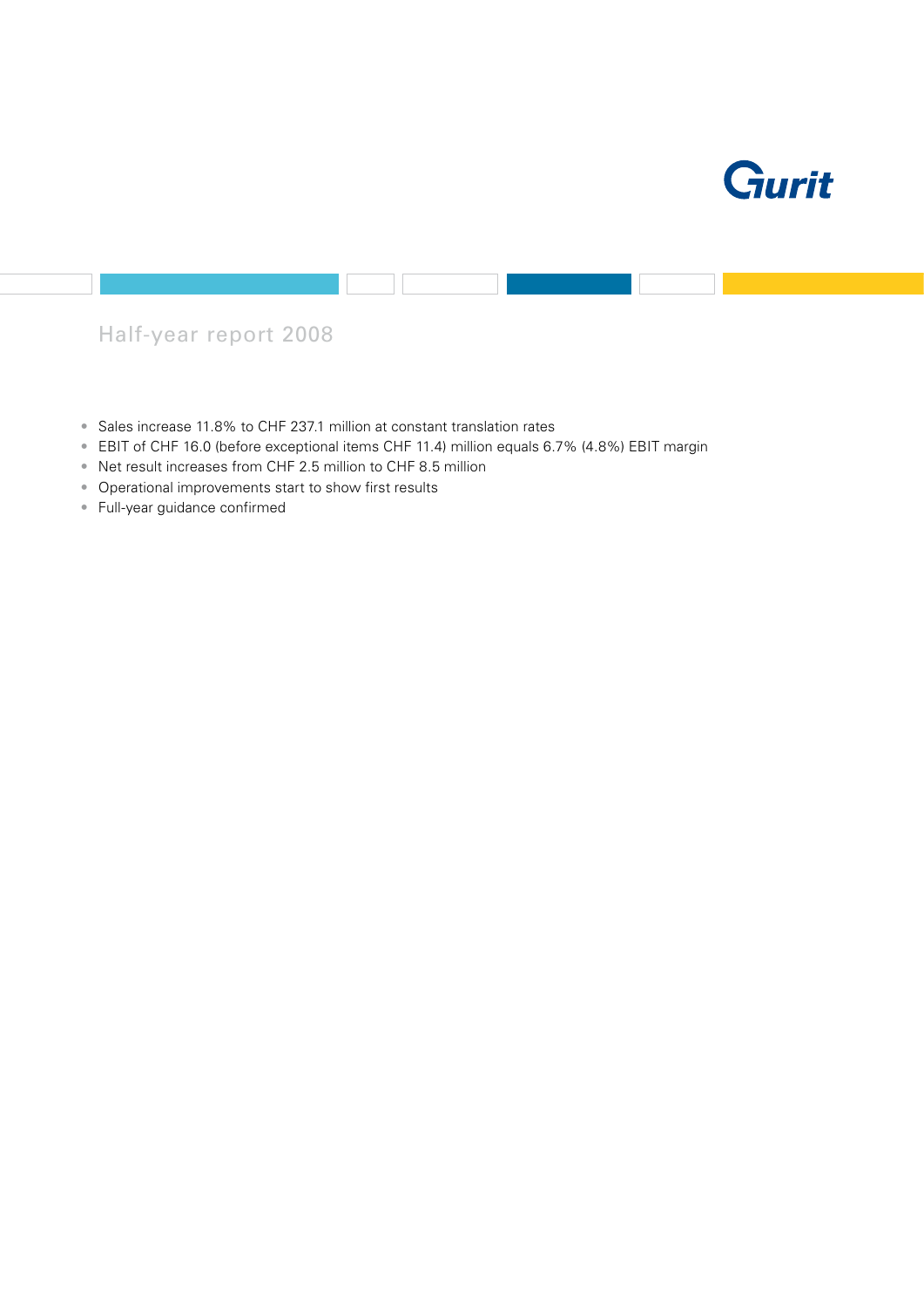Gurit

# Half-year report 2008

- Sales increase 11.8% to CHF 237.1 million at constant translation rates
- EBIT of CHF 16.0 (before exceptional items CHF 11.4) million equals 6.7% (4.8%) EBIT margin
- Net result increases from CHF 2.5 million to CHF 8.5 million
- Operational improvements start to show first results
- Full-year guidance confirmed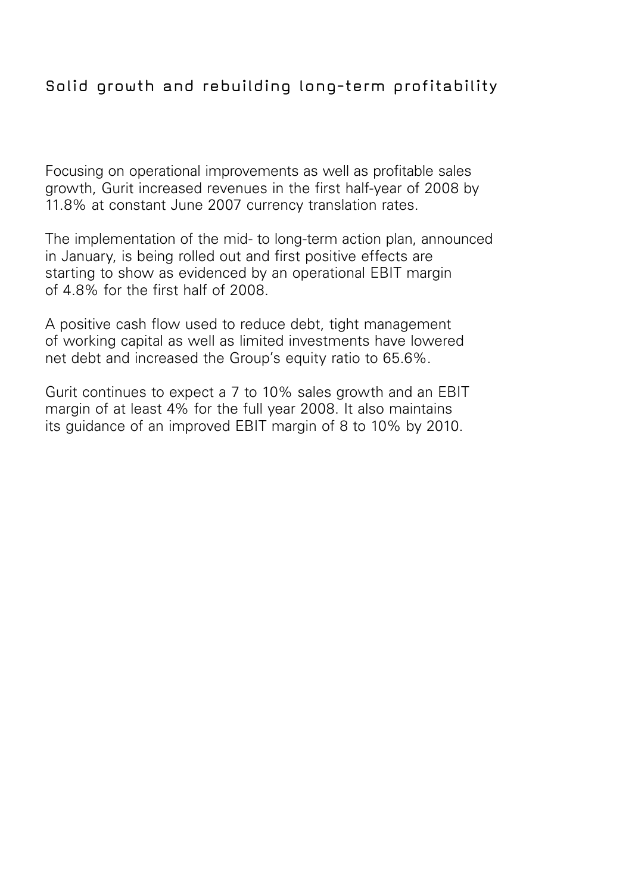# Solid growth and rebuilding long-term profitability

Focusing on operational improvements as well as profitable sales growth, Gurit increased revenues in the first half-year of 2008 by 11.8% at constant June 2007 currency translation rates.

The implementation of the mid- to long-term action plan, announced in January, is being rolled out and first positive effects are starting to show as evidenced by an operational EBIT margin of 4.8% for the first half of 2008.

A positive cash flow used to reduce debt, tight management of working capital as well as limited investments have lowered net debt and increased the Group's equity ratio to 65.6%.

Gurit continues to expect a 7 to 10% sales growth and an EBIT margin of at least 4% for the full year 2008. It also maintains its guidance of an improved EBIT margin of 8 to 10% by 2010.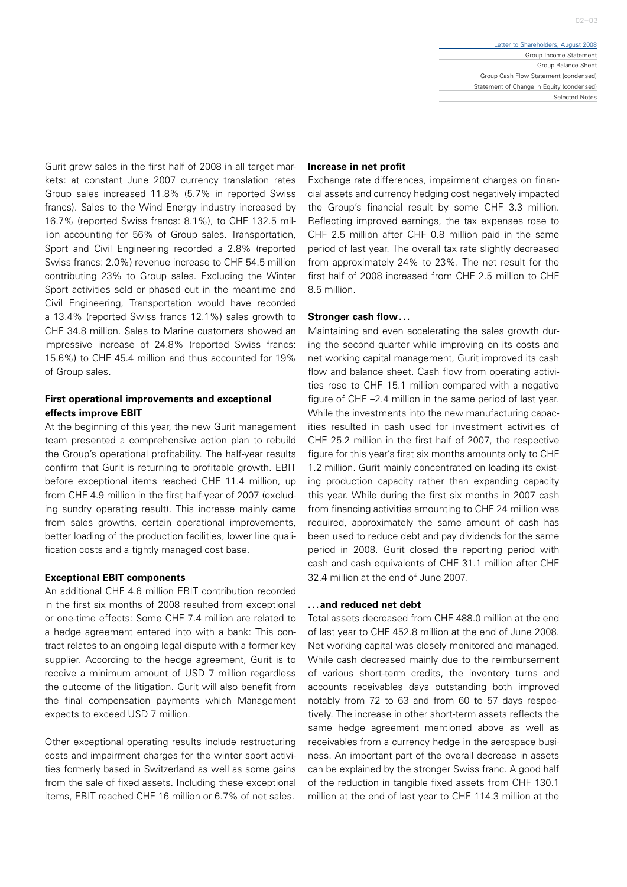Gurit grew sales in the first half of 2008 in all target markets: at constant June 2007 currency translation rates Group sales increased 11.8% (5.7% in reported Swiss francs). Sales to the Wind Energy industry increased by 16.7% (reported Swiss francs: 8.1%), to CHF 132.5 million accounting for 56% of Group sales. Transportation, Sport and Civil Engineering recorded a 2.8% (reported Swiss francs: 2.0%) revenue increase to CHF 54.5 million contributing 23% to Group sales. Excluding the Winter Sport activities sold or phased out in the meantime and Civil Engineering, Transportation would have recorded a 13.4% (reported Swiss francs 12.1%) sales growth to CHF 34.8 million. Sales to Marine customers showed an impressive increase of 24.8% (reported Swiss francs: 15.6%) to CHF 45.4 million and thus accounted for 19% of Group sales.

### First operational improvements and exceptional effects improve EBIT

At the beginning of this year, the new Gurit management team presented a comprehensive action plan to rebuild the Group's operational profitability. The half-year results confirm that Gurit is returning to profitable growth. EBIT before exceptional items reached CHF 11.4 million, up from CHF 4.9 million in the first half-year of 2007 (excluding sundry operating result). This increase mainly came from sales growths, certain operational improvements, better loading of the production facilities, lower line qualification costs and a tightly managed cost base.

### Exceptional EBIT components

An additional CHF 4.6 million EBIT contribution recorded in the first six months of 2008 resulted from exceptional or one-time effects: Some CHF 7.4 million are related to a hedge agreement entered into with a bank: This contract relates to an ongoing legal dispute with a former key supplier. According to the hedge agreement, Gurit is to receive a minimum amount of USD 7 million regardless the outcome of the litigation. Gurit will also benefit from the final compensation payments which Management expects to exceed USD 7 million.

Other exceptional operating results include restructuring costs and impairment charges for the winter sport activities formerly based in Switzerland as well as some gains from the sale of fixed assets. Including these exceptional items, EBIT reached CHF 16 million or 6.7% of net sales.

### Increase in net profit

Exchange rate differences, impairment charges on financial assets and currency hedging cost negatively impacted the Group's financial result by some CHF 3.3 million. Reflecting improved earnings, the tax expenses rose to CHF 2.5 million after CHF 0.8 million paid in the same period of last year. The overall tax rate slightly decreased from approximately 24% to 23%. The net result for the first half of 2008 increased from CHF 2.5 million to CHF 8.5 million.

### Stronger cash flow...

Maintaining and even accelerating the sales growth during the second quarter while improving on its costs and net working capital management, Gurit improved its cash flow and balance sheet. Cash flow from operating activities rose to CHF 15.1 million compared with a negative figure of CHF –2.4 million in the same period of last year. While the investments into the new manufacturing capacities resulted in cash used for investment activities of CHF 25.2 million in the first half of 2007, the respective figure for this year's first six months amounts only to CHF 1.2 million. Gurit mainly concentrated on loading its existing production capacity rather than expanding capacity this year. While during the first six months in 2007 cash from financing activities amounting to CHF 24 million was required, approximately the same amount of cash has been used to reduce debt and pay dividends for the same period in 2008. Gurit closed the reporting period with cash and cash equivalents of CHF 31.1 million after CHF 32.4 million at the end of June 2007.

### ...and reduced net debt

Total assets decreased from CHF 488.0 million at the end of last year to CHF 452.8 million at the end of June 2008. Net working capital was closely monitored and managed. While cash decreased mainly due to the reimbursement of various short-term credits, the inventory turns and accounts receivables days outstanding both improved notably from 72 to 63 and from 60 to 57 days respectively. The increase in other short-term assets reflects the same hedge agreement mentioned above as well as receivables from a currency hedge in the aerospace business. An important part of the overall decrease in assets can be explained by the stronger Swiss franc. A good half of the reduction in tangible fixed assets from CHF 130.1 million at the end of last year to CHF 114.3 million at the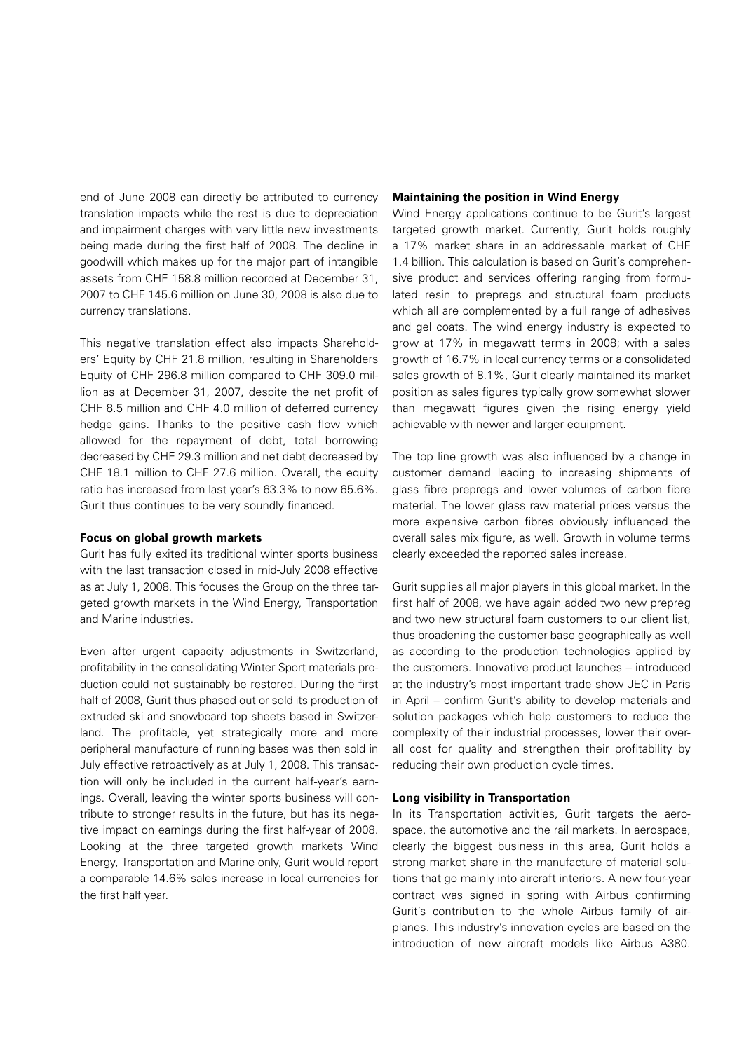end of June 2008 can directly be attributed to currency translation impacts while the rest is due to depreciation and impairment charges with very little new investments being made during the first half of 2008. The decline in goodwill which makes up for the major part of intangible assets from CHF 158.8 million recorded at December 31, 2007 to CHF 145.6 million on June 30, 2008 is also due to currency translations.

This negative translation effect also impacts Shareholders' Equity by CHF 21.8 million, resulting in Shareholders Equity of CHF 296.8 million compared to CHF 309.0 million as at December 31, 2007, despite the net profit of CHF 8.5 million and CHF 4.0 million of deferred currency hedge gains. Thanks to the positive cash flow which allowed for the repayment of debt, total borrowing decreased by CHF 29.3 million and net debt decreased by CHF 18.1 million to CHF 27.6 million. Overall, the equity ratio has increased from last year's 63.3% to now 65.6%. Gurit thus continues to be very soundly financed.

**Focus on global growth markets**

Gurit has fully exited its traditional winter sports business with the last transaction closed in mid-July 2008 effective as at July 1, 2008. This focuses the Group on the three targeted growth markets in the Wind Energy, Transportation and Marine industries.

Even after urgent capacity adjustments in Switzerland, profitability in the consolidating Winter Sport materials production could not sustainably be restored. During the first half of 2008, Gurit thus phased out or sold its production of extruded ski and snowboard top sheets based in Switzerland. The profitable, yet strategically more and more peripheral manufacture of running bases was then sold in July effective retroactively as at July 1, 2008. This transaction will only be included in the current half-year's earnings. Overall, leaving the winter sports business will contribute to stronger results in the future, but has its negative impact on earnings during the first half-year of 2008. Looking at the three targeted growth markets Wind Energy, Transportation and Marine only, Gurit would report a comparable 14.6% sales increase in local currencies for the first half year.

**Maintaining the position in Wind Energy**

Wind Energy applications continue to be Gurit's largest targeted growth market. Currently, Gurit holds roughly a 17% market share in an addressable market of CHF 1.4 billion. This calculation is based on Gurit's comprehensive product and services offering ranging from formulated resin to prepregs and structural foam products which all are complemented by a full range of adhesives and gel coats. The wind energy industry is expected to grow at 17% in megawatt terms in 2008; with a sales growth of 16.7% in local currency terms or a consolidated sales growth of 8.1%, Gurit clearly maintained its market position as sales figures typically grow somewhat slower than megawatt figures given the rising energy yield achievable with newer and larger equipment.

The top line growth was also influenced by a change in customer demand leading to increasing shipments of glass fibre prepregs and lower volumes of carbon fibre material. The lower glass raw material prices versus the more expensive carbon fibres obviously influenced the overall sales mix figure, as well. Growth in volume terms clearly exceeded the reported sales increase.

Gurit supplies all major players in this global market. In the first half of 2008, we have again added two new prepreg and two new structural foam customers to our client list, thus broadening the customer base geographically as well as according to the production technologies applied by the customers. Innovative product launches – introduced at the industry's most important trade show JEC in Paris in April – confirm Gurit's ability to develop materials and solution packages which help customers to reduce the complexity of their industrial processes, lower their overall cost for quality and strengthen their profitability by reducing their own production cycle times.

**Long visibility in Transportation**

In its Transportation activities, Gurit targets the aerospace, the automotive and the rail markets. In aerospace, clearly the biggest business in this area, Gurit holds a strong market share in the manufacture of material solutions that go mainly into aircraft interiors. A new four-year contract was signed in spring with Airbus confirming Gurit's contribution to the whole Airbus family of airplanes. This industry's innovation cycles are based on the introduction of new aircraft models like Airbus A380.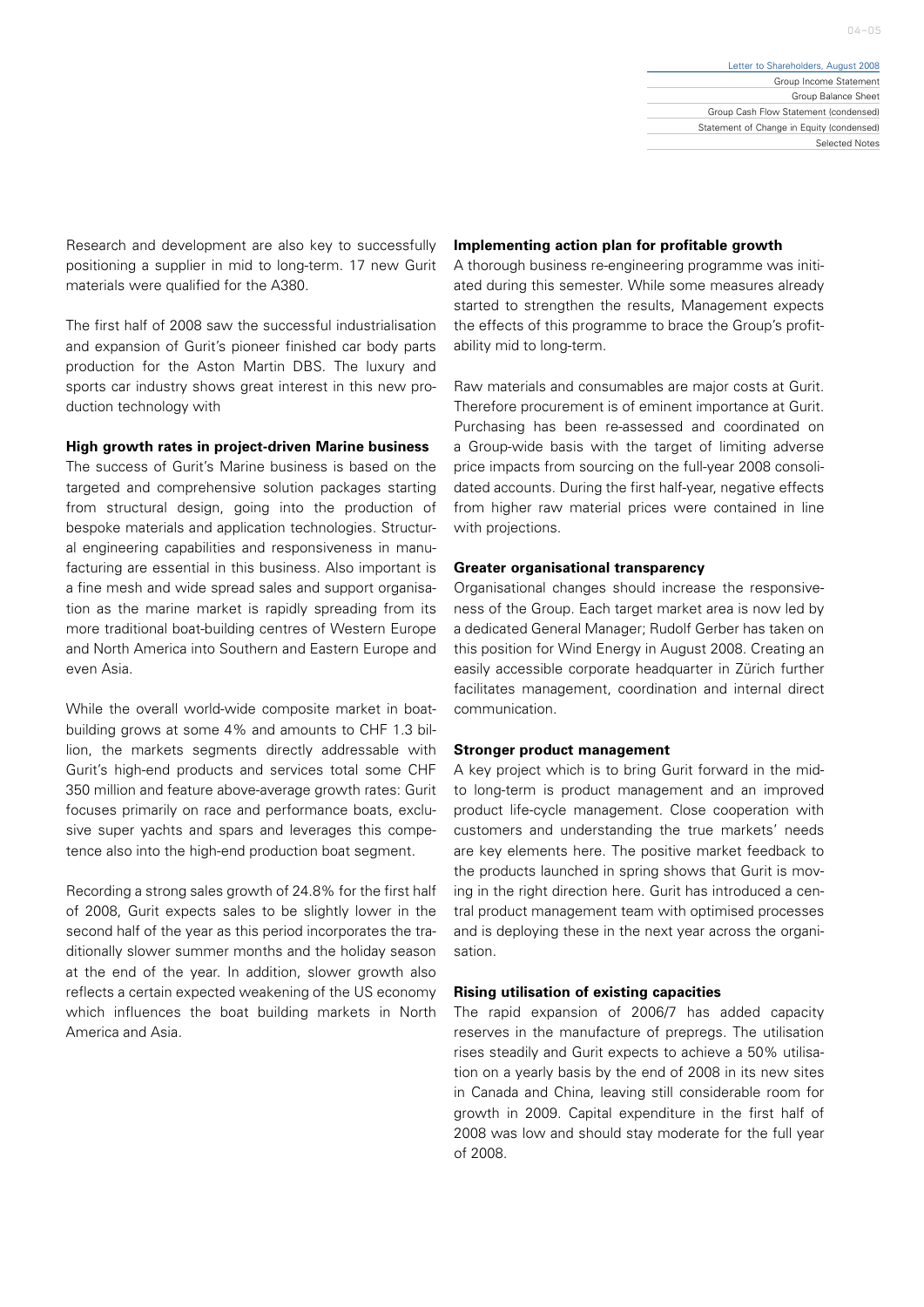Research and development are also key to successfully positioning a supplier in mid to long-term. 17 new Gurit materials were qualified for the A380.

The first half of 2008 saw the successful industrialisation and expansion of Gurit's pioneer finished car body parts production for the Aston Martin DBS. The luxury and sports car industry shows great interest in this new production technology with

**High growth rates in project-driven Marine business**

The success of Gurit's Marine business is based on the targeted and comprehensive solution packages starting from structural design, going into the production of bespoke materials and application technologies. Structural engineering capabilities and responsiveness in manufacturing are essential in this business. Also important is a fine mesh and wide spread sales and support organisation as the marine market is rapidly spreading from its more traditional boat-building centres of Western Europe and North America into Southern and Eastern Europe and even Asia.

While the overall world-wide composite market in boatbuilding grows at some 4% and amounts to CHF 1.3 billion, the markets segments directly addressable with Gurit's high-end products and services total some CHF 350 million and feature above-average growth rates: Gurit focuses primarily on race and performance boats, exclusive super yachts and spars and leverages this competence also into the high-end production boat segment.

Recording a strong sales growth of 24.8% for the first half of 2008, Gurit expects sales to be slightly lower in the second half of the year as this period incorporates the traditionally slower summer months and the holiday season at the end of the year. In addition, slower growth also reflects a certain expected weakening of the US economy which influences the boat building markets in North America and Asia.

**Implementing action plan for profitable growth**

A thorough business re-engineering programme was initiated during this semester. While some measures already started to strengthen the results, Management expects the effects of this programme to brace the Group's profitability mid to long-term.

Raw materials and consumables are major costs at Gurit. Therefore procurement is of eminent importance at Gurit. Purchasing has been re-assessed and coordinated on a Group-wide basis with the target of limiting adverse price impacts from sourcing on the full-year 2008 consolidated accounts. During the first half-year, negative effects from higher raw material prices were contained in line with projections.

**Greater organisational transparency**

Organisational changes should increase the responsiveness of the Group. Each target market area is now led by a dedicated General Manager; Rudolf Gerber has taken on this position for Wind Energy in August 2008. Creating an easily accessible corporate headquarter in Zürich further facilitates management, coordination and internal direct communication.

**Stronger product management**

A key project which is to bring Gurit forward in the mid- to long-term is product management and an improved product life-cycle management. Close cooperation with customers and understanding the true markets' needs are key elements here. The positive market feedback to the products launched in spring shows that Gurit is moving in the right direction here. Gurit has introduced a central product management team with optimised processes and is deploying these in the next year across the organisation.

**Rising utilisation of existing capacities**

The rapid expansion of 2006/7 has added capacity reserves in the manufacture of prepregs. The utilisation rises steadily and Gurit expects to achieve a 50% utilisation on a yearly basis by the end of 2008 in its new sites in Canada and China, leaving still considerable room for growth in 2009. Capital expenditure in the first half of 2008 was low and should stay moderate for the full year of 2008.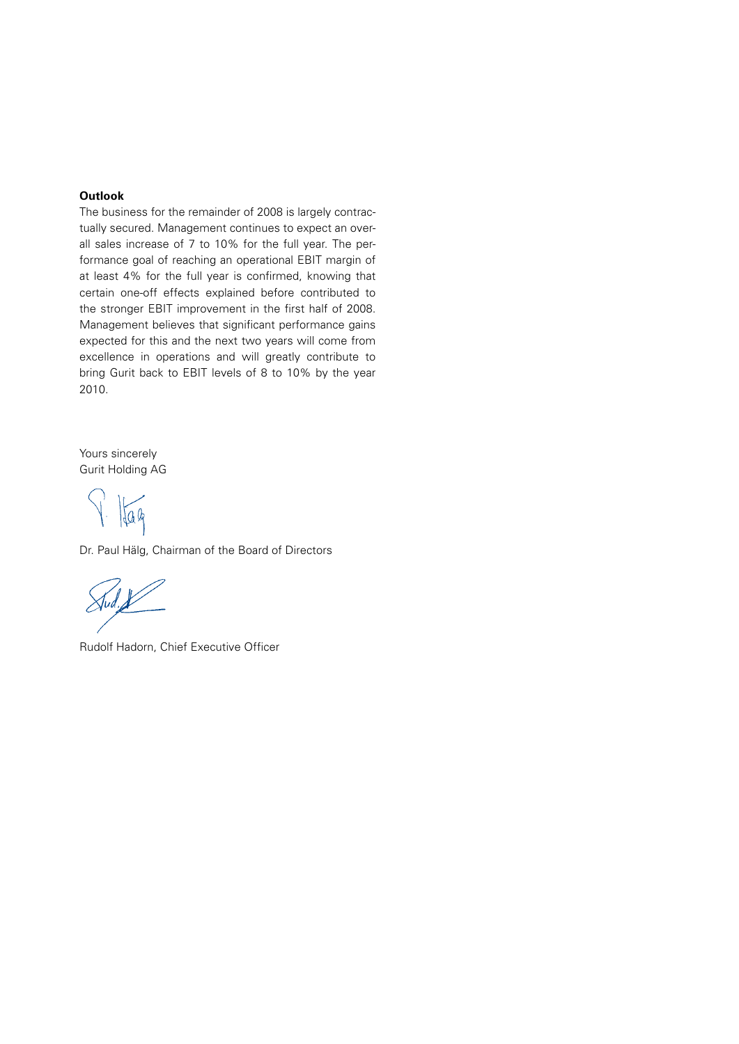**Outlook**

The business for the remainder of 2008 is largely contractually secured. Management continues to expect an overall sales increase of 7 to 10% for the full year. The performance goal of reaching an operational EBIT margin of at least 4% for the full year is confirmed, knowing that certain one-off effects explained before contributed to the stronger EBIT improvement in the first half of 2008. Management believes that significant performance gains expected for this and the next two years will come from excellence in operations and will greatly contribute to bring Gurit back to EBIT levels of 8 to 10% by the year 2010.

Yours sincerely
Gurit Holding AG

Dr. Paul Hälg, Chairman of the Board of Directors

Rudolf Hadorn, Chief Executive Officer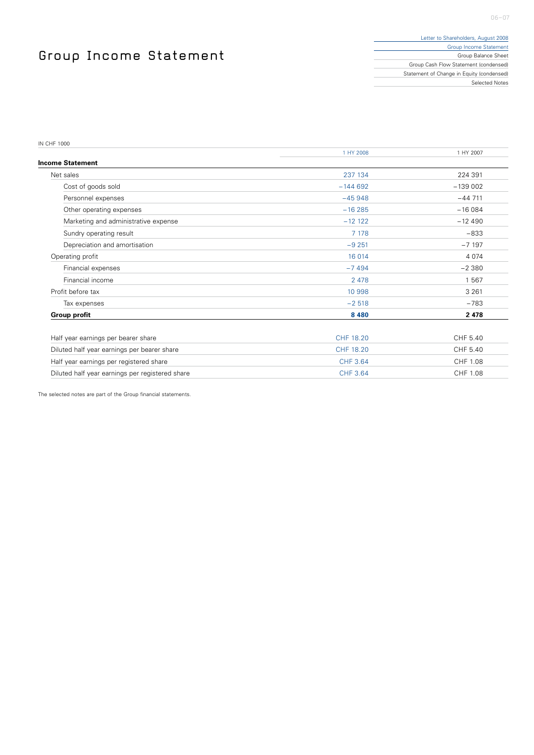# Group Income Statement

IN CHF 1000

| | 1 HY 2008 | 1 HY 2007 |
|---|---|---|
| **Income Statement** | | |
| Net sales | 237 134 | 224 391 |
| Cost of goods sold | −144 692 | −139 002 |
| Personnel expenses | −45 948 | −44 711 |
| Other operating expenses | −16 285 | −16 084 |
| Marketing and administrative expense | −12 122 | −12 490 |
| Sundry operating result | 7 178 | −833 |
| Depreciation and amortisation | −9 251 | −7 197 |
| Operating profit | 16 014 | 4 074 |
| Financial expenses | −7 494 | −2 380 |
| Financial income | 2 478 | 1 567 |
| Profit before tax | 10 998 | 3 261 |
| Tax expenses | −2 518 | −783 |
| **Group profit** | **8 480** | **2 478** |
| | | |
| Half year earnings per bearer share | CHF 18.20 | CHF 5.40 |
| Diluted half year earnings per bearer share | CHF 18.20 | CHF 5.40 |
| Half year earnings per registered share | CHF 3.64 | CHF 1.08 |
| Diluted half year earnings per registered share | CHF 3.64 | CHF 1.08 |

The selected notes are part of the Group financial statements.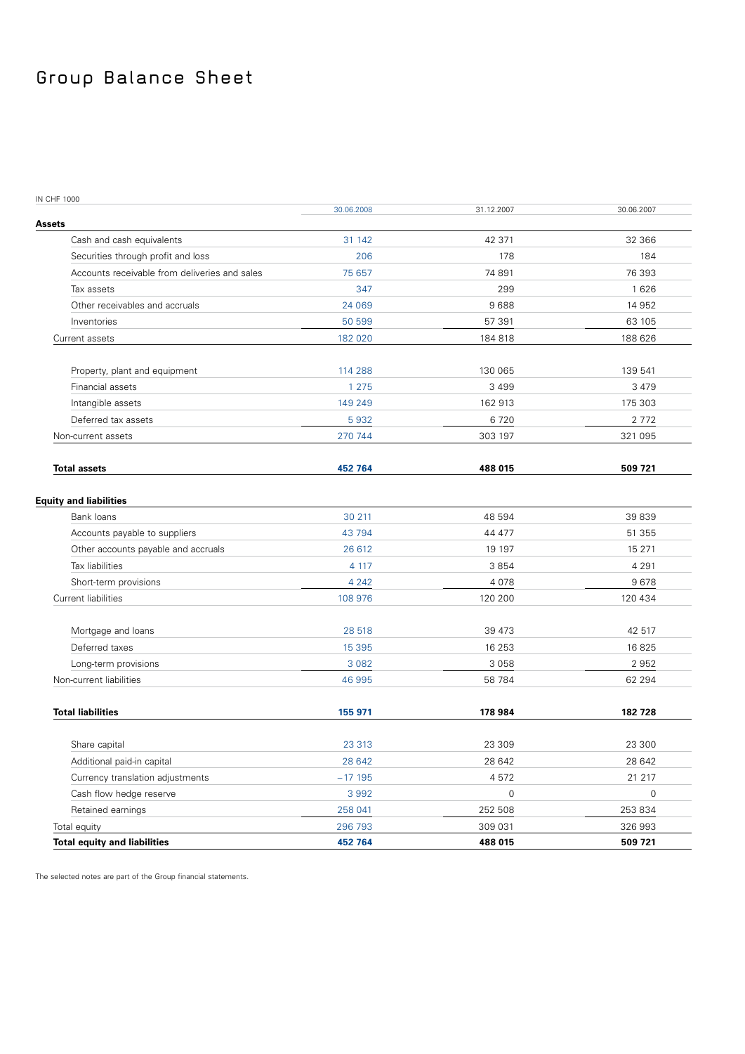# Group Balance Sheet

IN CHF 1000

| | 30.06.2008 | 31.12.2007 | 30.06.2007 |
|---|---|---|---|
| **Assets** | | | |
| Cash and cash equivalents | 31 142 | 42 371 | 32 366 |
| Securities through profit and loss | 206 | 178 | 184 |
| Accounts receivable from deliveries and sales | 75 657 | 74 891 | 76 393 |
| Tax assets | 347 | 299 | 1 626 |
| Other receivables and accruals | 24 069 | 9 688 | 14 952 |
| Inventories | 50 599 | 57 391 | 63 105 |
| Current assets | 182 020 | 184 818 | 188 626 |
| Property, plant and equipment | 114 288 | 130 065 | 139 541 |
| Financial assets | 1 275 | 3 499 | 3 479 |
| Intangible assets | 149 249 | 162 913 | 175 303 |
| Deferred tax assets | 5 932 | 6 720 | 2 772 |
| Non-current assets | 270 744 | 303 197 | 321 095 |
| **Total assets** | **452 764** | **488 015** | **509 721** |
| **Equity and liabilities** | | | |
| Bank loans | 30 211 | 48 594 | 39 839 |
| Accounts payable to suppliers | 43 794 | 44 477 | 51 355 |
| Other accounts payable and accruals | 26 612 | 19 197 | 15 271 |
| Tax liabilities | 4 117 | 3 854 | 4 291 |
| Short-term provisions | 4 242 | 4 078 | 9 678 |
| Current liabilities | 108 976 | 120 200 | 120 434 |
| Mortgage and loans | 28 518 | 39 473 | 42 517 |
| Deferred taxes | 15 395 | 16 253 | 16 825 |
| Long-term provisions | 3 082 | 3 058 | 2 952 |
| Non-current liabilities | 46 995 | 58 784 | 62 294 |
| **Total liabilities** | **155 971** | **178 984** | **182 728** |
| Share capital | 23 313 | 23 309 | 23 300 |
| Additional paid-in capital | 28 642 | 28 642 | 28 642 |
| Currency translation adjustments | –17 195 | 4 572 | 21 217 |
| Cash flow hedge reserve | 3 992 | 0 | 0 |
| Retained earnings | 258 041 | 252 508 | 253 834 |
| Total equity | 296 793 | 309 031 | 326 993 |
| **Total equity and liabilities** | **452 764** | **488 015** | **509 721** |

The selected notes are part of the Group financial statements.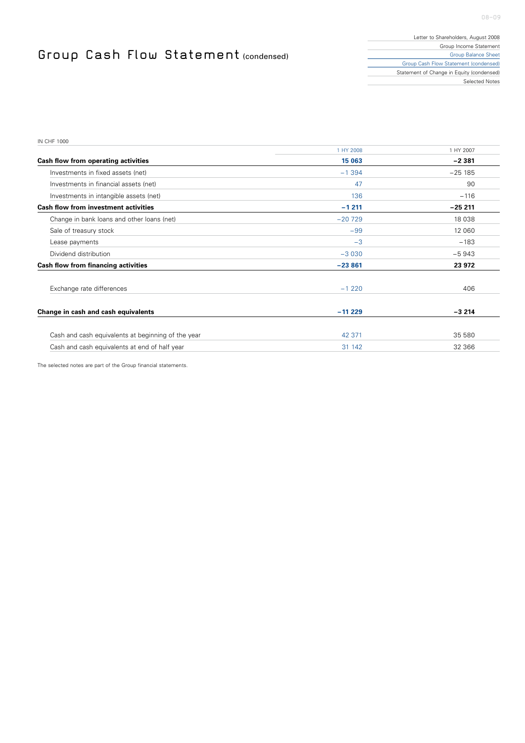# Group Cash Flow Statement (condensed)

IN CHF 1000

| | 1 HY 2008 | 1 HY 2007 |
|---|---|---|
| **Cash flow from operating activities** | **15 063** | **–2 381** |
| Investments in fixed assets (net) | –1 394 | –25 185 |
| Investments in financial assets (net) | 47 | 90 |
| Investments in intangible assets (net) | 136 | –116 |
| **Cash flow from investment activities** | **–1 211** | **–25 211** |
| Change in bank loans and other loans (net) | –20 729 | 18 038 |
| Sale of treasury stock | –99 | 12 060 |
| Lease payments | –3 | –183 |
| Dividend distribution | –3 030 | –5 943 |
| **Cash flow from financing activities** | **–23 861** | **23 972** |
| Exchange rate differences | –1 220 | 406 |
| **Change in cash and cash equivalents** | **–11 229** | **–3 214** |
| Cash and cash equivalents at beginning of the year | 42 371 | 35 580 |
| Cash and cash equivalents at end of half year | 31 142 | 32 366 |

The selected notes are part of the Group financial statements.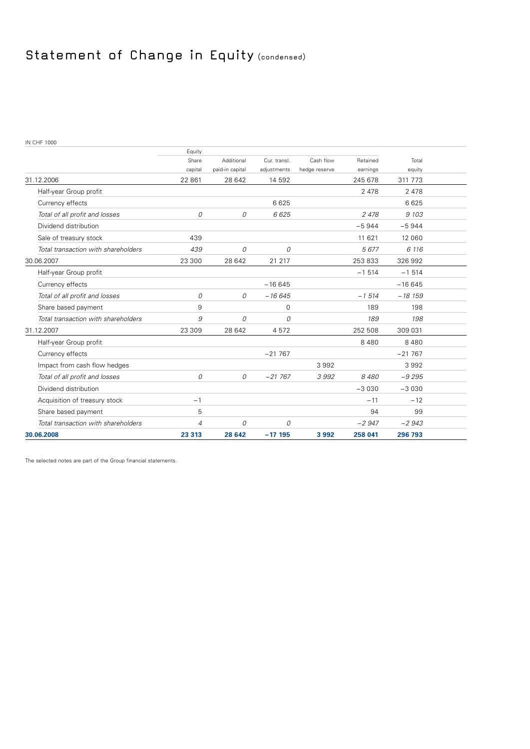# Statement of Change in Equity (condensed)

IN CHF 1000

| | Equity | | | | | |
|---|---|---|---|---|---|---|
| | Share capital | Additional paid-in capital | Cur. transl. adjustments | Cash flow hedge reserve | Retained earnings | Total equity |
| 31.12.2006 | 22 861 | 28 642 | 14 592 | | 245 678 | 311 773 |
| Half-year Group profit | | | | | 2 478 | 2 478 |
| Currency effects | | | 6 625 | | | 6 625 |
| *Total of all profit and losses* | *0* | *0* | *6 625* | | *2 478* | *9 103* |
| Dividend distribution | | | | | −5 944 | −5 944 |
| Sale of treasury stock | 439 | | | | 11 621 | 12 060 |
| *Total transaction with shareholders* | *439* | *0* | *0* | | *5 677* | *6 116* |
| 30.06.2007 | 23 300 | 28 642 | 21 217 | | 253 833 | 326 992 |
| Half-year Group profit | | | | | −1 514 | −1 514 |
| Currency effects | | | −16 645 | | | −16 645 |
| *Total of all profit and losses* | *0* | *0* | *−16 645* | | *−1 514* | *−18 159* |
| Share based payment | 9 | | 0 | | 189 | 198 |
| *Total transaction with shareholders* | *9* | *0* | *0* | | *189* | *198* |
| 31.12.2007 | 23 309 | 28 642 | 4 572 | | 252 508 | 309 031 |
| Half-year Group profit | | | | | 8 480 | 8 480 |
| Currency effects | | | −21 767 | | | −21 767 |
| Impact from cash flow hedges | | | | 3 992 | | 3 992 |
| *Total of all profit and losses* | *0* | *0* | *−21 767* | *3 992* | *8 480* | *−9 295* |
| Dividend distribution | | | | | −3 030 | −3 030 |
| Acquisition of treasury stock | −1 | | | | −11 | −12 |
| Share based payment | 5 | | | | 94 | 99 |
| *Total transaction with shareholders* | *4* | *0* | *0* | | *−2 947* | *−2 943* |
| **30.06.2008** | **23 313** | **28 642** | **−17 195** | **3 992** | **258 041** | **296 793** |

The selected notes are part of the Group financial statements.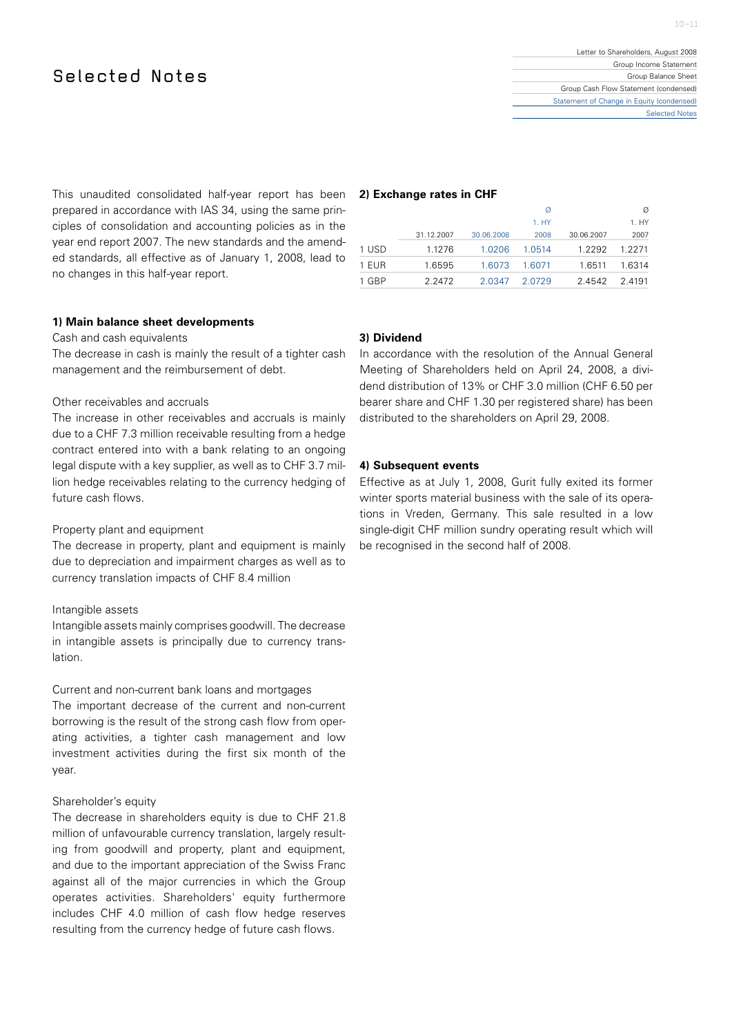# Selected Notes

This unaudited consolidated half-year report has been prepared in accordance with IAS 34, using the same principles of consolidation and accounting policies as in the year end report 2007. The new standards and the amended standards, all effective as of January 1, 2008, lead to no changes in this half-year report.

**1) Main balance sheet developments**

Cash and cash equivalents

The decrease in cash is mainly the result of a tighter cash management and the reimbursement of debt.

Other receivables and accruals

The increase in other receivables and accruals is mainly due to a CHF 7.3 million receivable resulting from a hedge contract entered into with a bank relating to an ongoing legal dispute with a key supplier, as well as to CHF 3.7 million hedge receivables relating to the currency hedging of future cash flows.

Property plant and equipment

The decrease in property, plant and equipment is mainly due to depreciation and impairment charges as well as to currency translation impacts of CHF 8.4 million

Intangible assets

Intangible assets mainly comprises goodwill. The decrease in intangible assets is principally due to currency translation.

Current and non-current bank loans and mortgages

The important decrease of the current and non-current borrowing is the result of the strong cash flow from operating activities, a tighter cash management and low investment activities during the first six month of the year.

Shareholder's equity

The decrease in shareholders equity is due to CHF 21.8 million of unfavourable currency translation, largely resulting from goodwill and property, plant and equipment, and due to the important appreciation of the Swiss Franc against all of the major currencies in which the Group operates activities. Shareholders' equity furthermore includes CHF 4.0 million of cash flow hedge reserves resulting from the currency hedge of future cash flows.

**2) Exchange rates in CHF**

| | 31.12.2007 | 30.06.2008 | Ø 1. HY 2008 | 30.06.2007 | Ø 1. HY 2007 |
|---|---|---|---|---|---|
| 1 USD | 1.1276 | 1.0206 | 1.0514 | 1.2292 | 1.2271 |
| 1 EUR | 1.6595 | 1.6073 | 1.6071 | 1.6511 | 1.6314 |
| 1 GBP | 2.2472 | 2.0347 | 2.0729 | 2.4542 | 2.4191 |

**3) Dividend**

In accordance with the resolution of the Annual General Meeting of Shareholders held on April 24, 2008, a dividend distribution of 13% or CHF 3.0 million (CHF 6.50 per bearer share and CHF 1.30 per registered share) has been distributed to the shareholders on April 29, 2008.

**4) Subsequent events**

Effective as at July 1, 2008, Gurit fully exited its former winter sports material business with the sale of its operations in Vreden, Germany. This sale resulted in a low single-digit CHF million sundry operating result which will be recognised in the second half of 2008.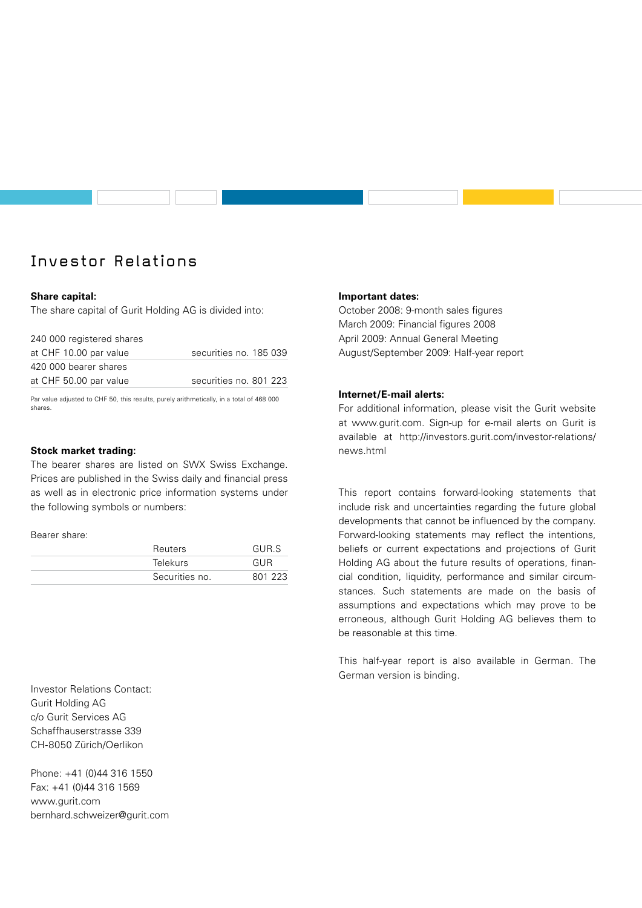# Investor Relations

**Share capital:**
The share capital of Gurit Holding AG is divided into:

| | |
|---|---|
| 240 000 registered shares at CHF 10.00 par value | securities no. 185 039 |
| 420 000 bearer shares at CHF 50.00 par value | securities no. 801 223 |

Par value adjusted to CHF 50, this results, purely arithmetically, in a total of 468 000 shares.

**Stock market trading:**
The bearer shares are listed on SWX Swiss Exchange. Prices are published in the Swiss daily and financial press as well as in electronic price information systems under the following symbols or numbers:

Bearer share:

| | | |
|---|---|---|
| | Reuters | GUR.S |
| | Telekurs | GUR |
| | Securities no. | 801 223 |

Investor Relations Contact:
Gurit Holding AG
c/o Gurit Services AG
Schaffhauserstrasse 339
CH-8050 Zürich/Oerlikon

Phone: +41 (0)44 316 1550
Fax: +41 (0)44 316 1569
www.gurit.com
bernhard.schweizer@gurit.com

**Important dates:**
October 2008: 9-month sales figures
March 2009: Financial figures 2008
April 2009: Annual General Meeting
August/September 2009: Half-year report

**Internet/E-mail alerts:**
For additional information, please visit the Gurit website at www.gurit.com. Sign-up for e-mail alerts on Gurit is available at http://investors.gurit.com/investor-relations/news.html

This report contains forward-looking statements that include risk and uncertainties regarding the future global developments that cannot be influenced by the company. Forward-looking statements may reflect the intentions, beliefs or current expectations and projections of Gurit Holding AG about the future results of operations, financial condition, liquidity, performance and similar circumstances. Such statements are made on the basis of assumptions and expectations which may prove to be erroneous, although Gurit Holding AG believes them to be reasonable at this time.

This half-year report is also available in German. The German version is binding.